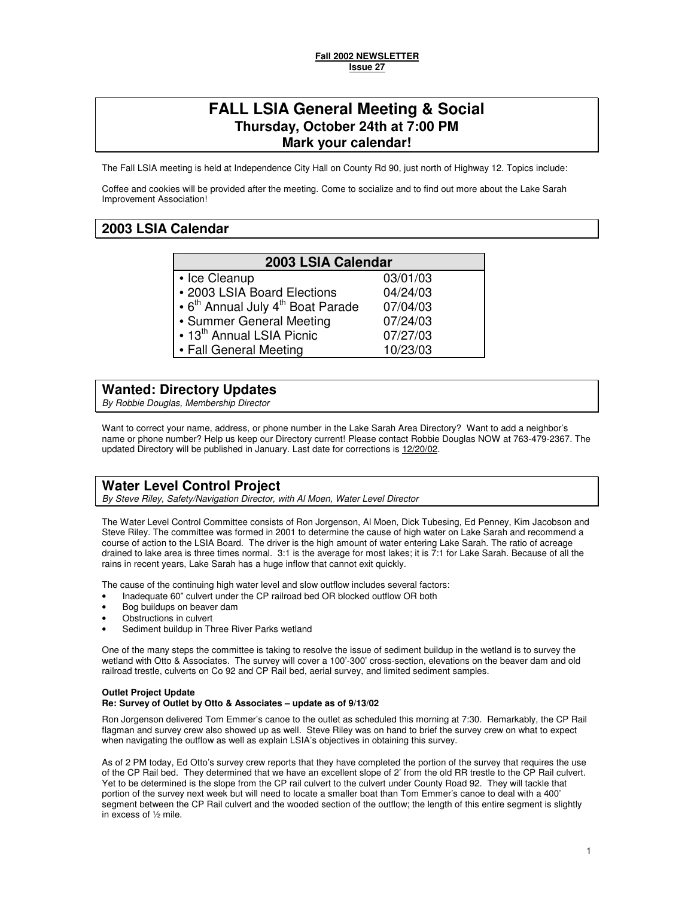**Fall 2002 NEWSLETTER**
**Issue 27**

# FALL LSIA General Meeting & Social
## Thursday, October 24th at 7:00 PM
## Mark your calendar!

The Fall LSIA meeting is held at Independence City Hall on County Rd 90, just north of Highway 12. Topics include:

Coffee and cookies will be provided after the meeting. Come to socialize and to find out more about the Lake Sarah Improvement Association!

## 2003 LSIA Calendar

| 2003 LSIA Calendar | |
|---|---|
| • Ice Cleanup | 03/01/03 |
| • 2003 LSIA Board Elections | 04/24/03 |
| • 6th Annual July 4th Boat Parade | 07/04/03 |
| • Summer General Meeting | 07/24/03 |
| • 13th Annual LSIA Picnic | 07/27/03 |
| • Fall General Meeting | 10/23/03 |

## Wanted: Directory Updates

*By Robbie Douglas, Membership Director*

Want to correct your name, address, or phone number in the Lake Sarah Area Directory? Want to add a neighbor's name or phone number? Help us keep our Directory current! Please contact Robbie Douglas NOW at 763-479-2367. The updated Directory will be published in January. Last date for corrections is 12/20/02.

## Water Level Control Project

*By Steve Riley, Safety/Navigation Director, with Al Moen, Water Level Director*

The Water Level Control Committee consists of Ron Jorgenson, Al Moen, Dick Tubesing, Ed Penney, Kim Jacobson and Steve Riley. The committee was formed in 2001 to determine the cause of high water on Lake Sarah and recommend a course of action to the LSIA Board. The driver is the high amount of water entering Lake Sarah. The ratio of acreage drained to lake area is three times normal. 3:1 is the average for most lakes; it is 7:1 for Lake Sarah. Because of all the rains in recent years, Lake Sarah has a huge inflow that cannot exit quickly.

The cause of the continuing high water level and slow outflow includes several factors:

- Inadequate 60" culvert under the CP railroad bed OR blocked outflow OR both
- Bog buildups on beaver dam
- Obstructions in culvert
- Sediment buildup in Three River Parks wetland

One of the many steps the committee is taking to resolve the issue of sediment buildup in the wetland is to survey the wetland with Otto & Associates. The survey will cover a 100'-300' cross-section, elevations on the beaver dam and old railroad trestle, culverts on Co 92 and CP Rail bed, aerial survey, and limited sediment samples.

**Outlet Project Update**
**Re: Survey of Outlet by Otto & Associates – update as of 9/13/02**

Ron Jorgenson delivered Tom Emmer's canoe to the outlet as scheduled this morning at 7:30. Remarkably, the CP Rail flagman and survey crew also showed up as well. Steve Riley was on hand to brief the survey crew on what to expect when navigating the outflow as well as explain LSIA's objectives in obtaining this survey.

As of 2 PM today, Ed Otto's survey crew reports that they have completed the portion of the survey that requires the use of the CP Rail bed. They determined that we have an excellent slope of 2' from the old RR trestle to the CP Rail culvert. Yet to be determined is the slope from the CP rail culvert to the culvert under County Road 92. They will tackle that portion of the survey next week but will need to locate a smaller boat than Tom Emmer's canoe to deal with a 400' segment between the CP Rail culvert and the wooded section of the outflow; the length of this entire segment is slightly in excess of ½ mile.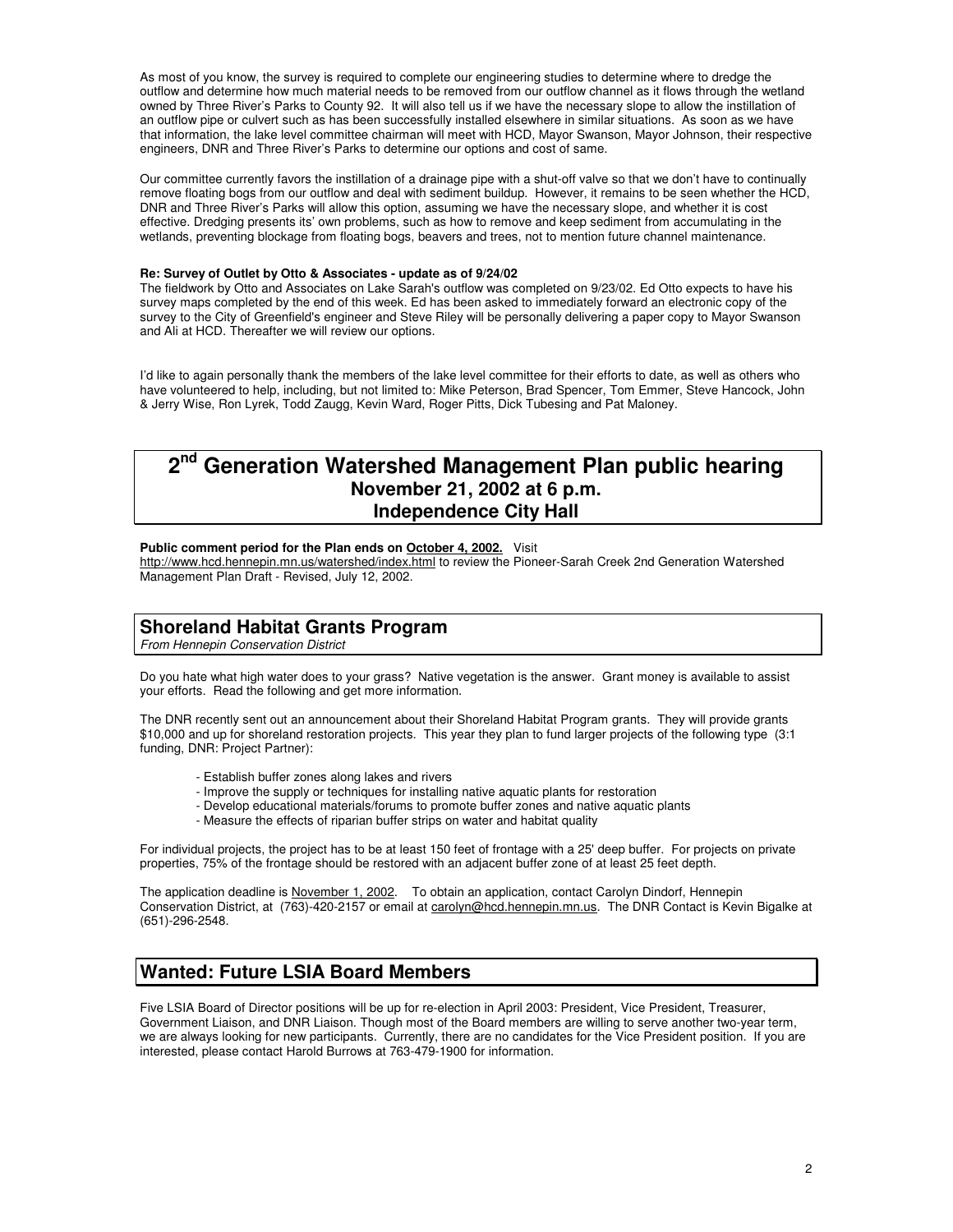As most of you know, the survey is required to complete our engineering studies to determine where to dredge the outflow and determine how much material needs to be removed from our outflow channel as it flows through the wetland owned by Three River's Parks to County 92. It will also tell us if we have the necessary slope to allow the instillation of an outflow pipe or culvert such as has been successfully installed elsewhere in similar situations. As soon as we have that information, the lake level committee chairman will meet with HCD, Mayor Swanson, Mayor Johnson, their respective engineers, DNR and Three River's Parks to determine our options and cost of same.

Our committee currently favors the instillation of a drainage pipe with a shut-off valve so that we don't have to continually remove floating bogs from our outflow and deal with sediment buildup. However, it remains to be seen whether the HCD, DNR and Three River's Parks will allow this option, assuming we have the necessary slope, and whether it is cost effective. Dredging presents its' own problems, such as how to remove and keep sediment from accumulating in the wetlands, preventing blockage from floating bogs, beavers and trees, not to mention future channel maintenance.

**Re: Survey of Outlet by Otto & Associates - update as of 9/24/02**

The fieldwork by Otto and Associates on Lake Sarah's outflow was completed on 9/23/02. Ed Otto expects to have his survey maps completed by the end of this week. Ed has been asked to immediately forward an electronic copy of the survey to the City of Greenfield's engineer and Steve Riley will be personally delivering a paper copy to Mayor Swanson and Ali at HCD. Thereafter we will review our options.

I'd like to again personally thank the members of the lake level committee for their efforts to date, as well as others who have volunteered to help, including, but not limited to: Mike Peterson, Brad Spencer, Tom Emmer, Steve Hancock, John & Jerry Wise, Ron Lyrek, Todd Zaugg, Kevin Ward, Roger Pitts, Dick Tubesing and Pat Maloney.

## 2nd Generation Watershed Management Plan public hearing
### November 21, 2002 at 6 p.m.
### Independence City Hall

**Public comment period for the Plan ends on October 4, 2002.** Visit http://www.hcd.hennepin.mn.us/watershed/index.html to review the Pioneer-Sarah Creek 2nd Generation Watershed Management Plan Draft - Revised, July 12, 2002.

## Shoreland Habitat Grants Program

*From Hennepin Conservation District*

Do you hate what high water does to your grass? Native vegetation is the answer. Grant money is available to assist your efforts. Read the following and get more information.

The DNR recently sent out an announcement about their Shoreland Habitat Program grants. They will provide grants $10,000 and up for shoreland restoration projects. This year they plan to fund larger projects of the following type (3:1 funding, DNR: Project Partner):

- Establish buffer zones along lakes and rivers
- Improve the supply or techniques for installing native aquatic plants for restoration
- Develop educational materials/forums to promote buffer zones and native aquatic plants
- Measure the effects of riparian buffer strips on water and habitat quality

For individual projects, the project has to be at least 150 feet of frontage with a 25' deep buffer. For projects on private properties, 75% of the frontage should be restored with an adjacent buffer zone of at least 25 feet depth.

The application deadline is November 1, 2002. To obtain an application, contact Carolyn Dindorf, Hennepin Conservation District, at (763)-420-2157 or email at carolyn@hcd.hennepin.mn.us. The DNR Contact is Kevin Bigalke at (651)-296-2548.

## Wanted: Future LSIA Board Members

Five LSIA Board of Director positions will be up for re-election in April 2003: President, Vice President, Treasurer, Government Liaison, and DNR Liaison. Though most of the Board members are willing to serve another two-year term, we are always looking for new participants. Currently, there are no candidates for the Vice President position. If you are interested, please contact Harold Burrows at 763-479-1900 for information.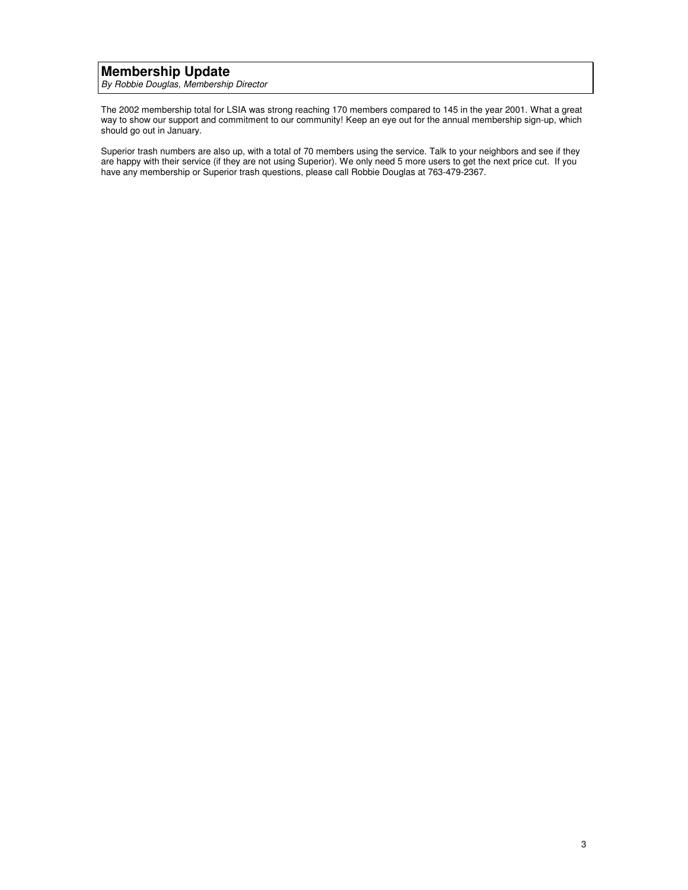## Membership Update

*By Robbie Douglas, Membership Director*

The 2002 membership total for LSIA was strong reaching 170 members compared to 145 in the year 2001. What a great way to show our support and commitment to our community! Keep an eye out for the annual membership sign-up, which should go out in January.

Superior trash numbers are also up, with a total of 70 members using the service. Talk to your neighbors and see if they are happy with their service (if they are not using Superior). We only need 5 more users to get the next price cut. If you have any membership or Superior trash questions, please call Robbie Douglas at 763-479-2367.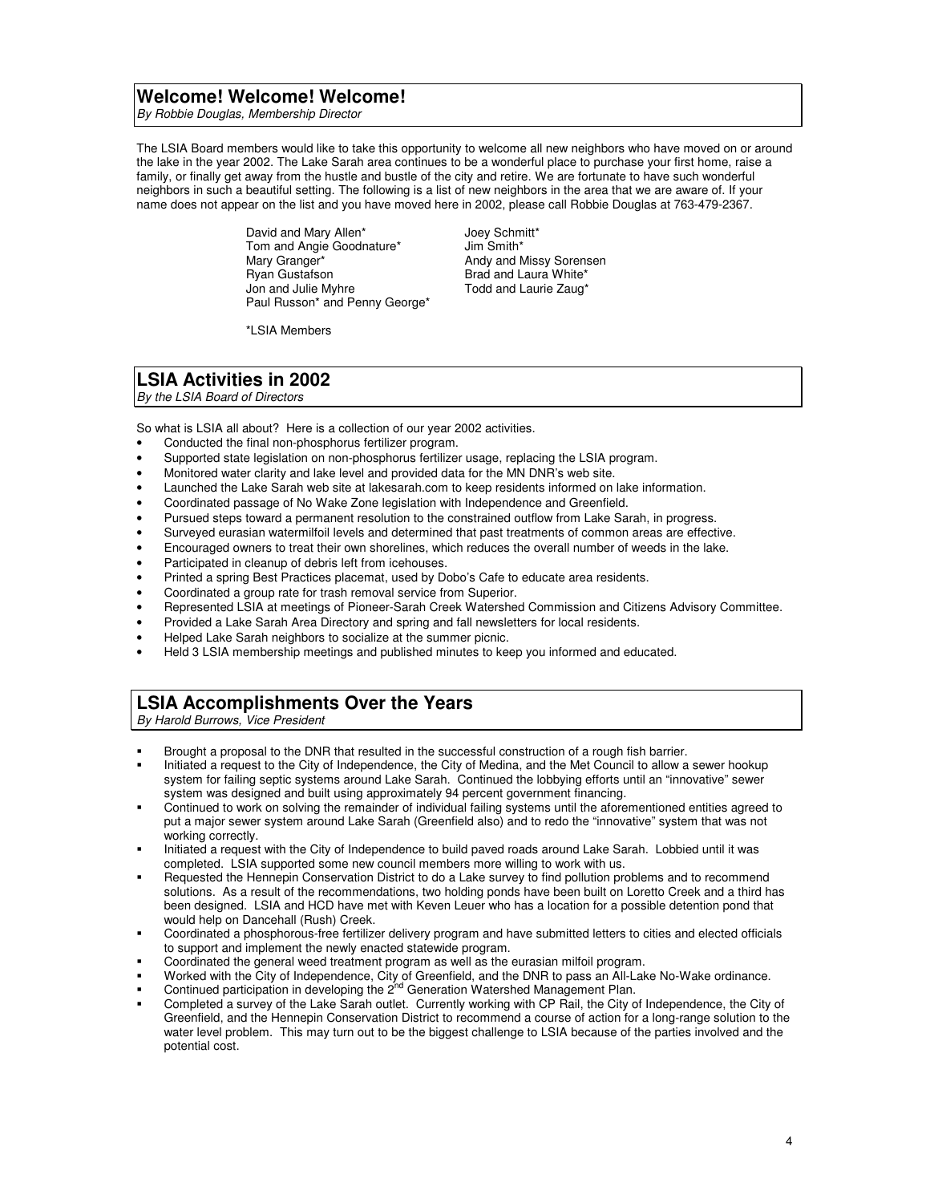## Welcome! Welcome! Welcome!

*By Robbie Douglas, Membership Director*

The LSIA Board members would like to take this opportunity to welcome all new neighbors who have moved on or around the lake in the year 2002. The Lake Sarah area continues to be a wonderful place to purchase your first home, raise a family, or finally get away from the hustle and bustle of the city and retire. We are fortunate to have such wonderful neighbors in such a beautiful setting. The following is a list of new neighbors in the area that we are aware of. If your name does not appear on the list and you have moved here in 2002, please call Robbie Douglas at 763-479-2367.

David and Mary Allen*
Tom and Angie Goodnature*
Mary Granger*
Ryan Gustafson
Jon and Julie Myhre
Paul Russon* and Penny George*
Joey Schmitt*
Jim Smith*
Andy and Missy Sorensen
Brad and Laura White*
Todd and Laurie Zaug*

*LSIA Members

## LSIA Activities in 2002

*By the LSIA Board of Directors*

So what is LSIA all about? Here is a collection of our year 2002 activities.

- Conducted the final non-phosphorus fertilizer program.
- Supported state legislation on non-phosphorus fertilizer usage, replacing the LSIA program.
- Monitored water clarity and lake level and provided data for the MN DNR's web site.
- Launched the Lake Sarah web site at lakesarah.com to keep residents informed on lake information.
- Coordinated passage of No Wake Zone legislation with Independence and Greenfield.
- Pursued steps toward a permanent resolution to the constrained outflow from Lake Sarah, in progress.
- Surveyed eurasian watermilfoil levels and determined that past treatments of common areas are effective.
- Encouraged owners to treat their own shorelines, which reduces the overall number of weeds in the lake.
- Participated in cleanup of debris left from icehouses.
- Printed a spring Best Practices placemat, used by Dobo's Cafe to educate area residents.
- Coordinated a group rate for trash removal service from Superior.
- Represented LSIA at meetings of Pioneer-Sarah Creek Watershed Commission and Citizens Advisory Committee.
- Provided a Lake Sarah Area Directory and spring and fall newsletters for local residents.
- Helped Lake Sarah neighbors to socialize at the summer picnic.
- Held 3 LSIA membership meetings and published minutes to keep you informed and educated.

## LSIA Accomplishments Over the Years

*By Harold Burrows, Vice President*

- Brought a proposal to the DNR that resulted in the successful construction of a rough fish barrier.
- Initiated a request to the City of Independence, the City of Medina, and the Met Council to allow a sewer hookup system for failing septic systems around Lake Sarah. Continued the lobbying efforts until an "innovative" sewer system was designed and built using approximately 94 percent government financing.
- Continued to work on solving the remainder of individual failing systems until the aforementioned entities agreed to put a major sewer system around Lake Sarah (Greenfield also) and to redo the "innovative" system that was not working correctly.
- Initiated a request with the City of Independence to build paved roads around Lake Sarah. Lobbied until it was completed. LSIA supported some new council members more willing to work with us.
- Requested the Hennepin Conservation District to do a Lake survey to find pollution problems and to recommend solutions. As a result of the recommendations, two holding ponds have been built on Loretto Creek and a third has been designed. LSIA and HCD have met with Keven Leuer who has a location for a possible detention pond that would help on Dancehall (Rush) Creek.
- Coordinated a phosphorous-free fertilizer delivery program and have submitted letters to cities and elected officials to support and implement the newly enacted statewide program.
- Coordinated the general weed treatment program as well as the eurasian milfoil program.
- Worked with the City of Independence, City of Greenfield, and the DNR to pass an All-Lake No-Wake ordinance.
- Continued participation in developing the 2nd Generation Watershed Management Plan.
- Completed a survey of the Lake Sarah outlet. Currently working with CP Rail, the City of Independence, the City of Greenfield, and the Hennepin Conservation District to recommend a course of action for a long-range solution to the water level problem. This may turn out to be the biggest challenge to LSIA because of the parties involved and the potential cost.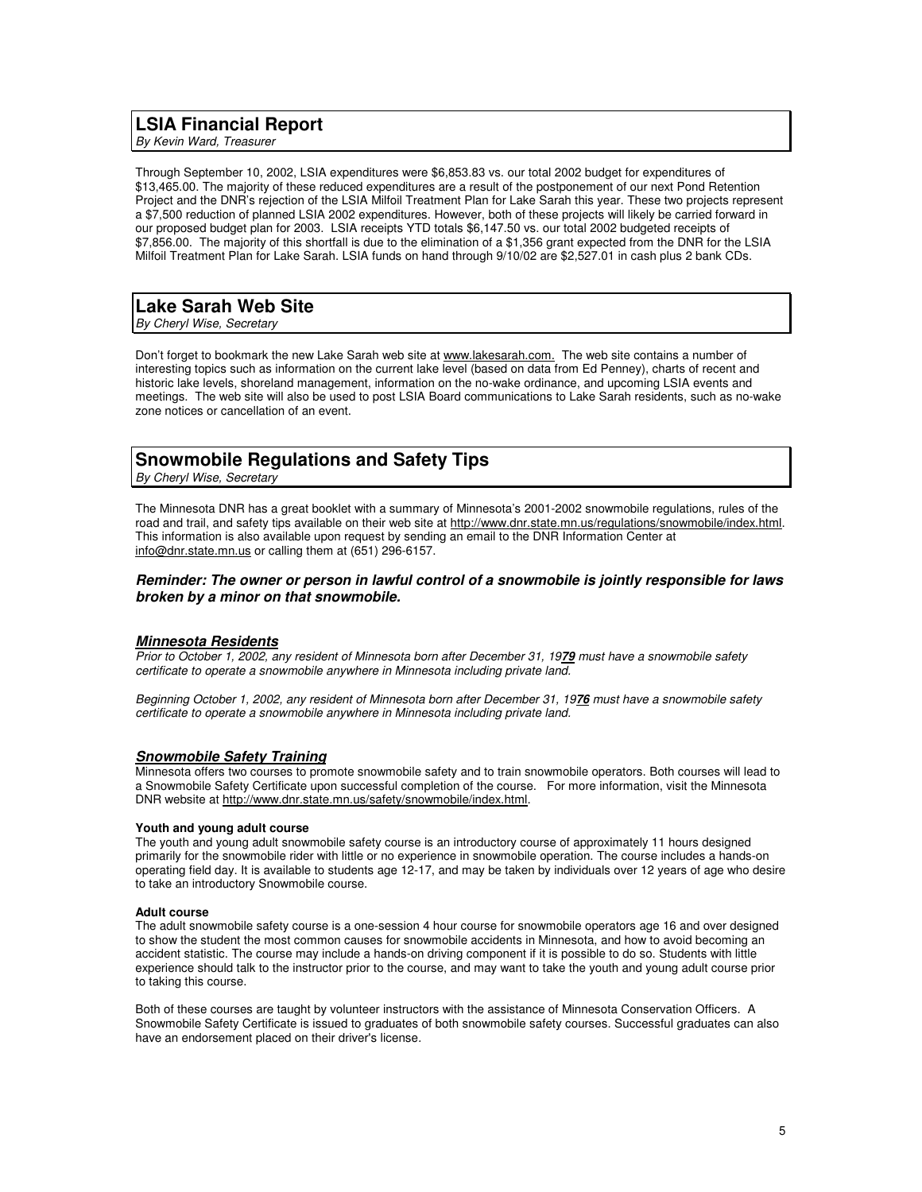## LSIA Financial Report

*By Kevin Ward, Treasurer*

Through September 10, 2002, LSIA expenditures were $6,853.83 vs. our total 2002 budget for expenditures of $13,465.00. The majority of these reduced expenditures are a result of the postponement of our next Pond Retention Project and the DNR's rejection of the LSIA Milfoil Treatment Plan for Lake Sarah this year. These two projects represent a $7,500 reduction of planned LSIA 2002 expenditures. However, both of these projects will likely be carried forward in our proposed budget plan for 2003. LSIA receipts YTD totals $6,147.50 vs. our total 2002 budgeted receipts of $7,856.00. The majority of this shortfall is due to the elimination of a $1,356 grant expected from the DNR for the LSIA Milfoil Treatment Plan for Lake Sarah. LSIA funds on hand through 9/10/02 are $2,527.01 in cash plus 2 bank CDs.

## Lake Sarah Web Site

*By Cheryl Wise, Secretary*

Don't forget to bookmark the new Lake Sarah web site at www.lakesarah.com. The web site contains a number of interesting topics such as information on the current lake level (based on data from Ed Penney), charts of recent and historic lake levels, shoreland management, information on the no-wake ordinance, and upcoming LSIA events and meetings. The web site will also be used to post LSIA Board communications to Lake Sarah residents, such as no-wake zone notices or cancellation of an event.

## Snowmobile Regulations and Safety Tips

*By Cheryl Wise, Secretary*

The Minnesota DNR has a great booklet with a summary of Minnesota's 2001-2002 snowmobile regulations, rules of the road and trail, and safety tips available on their web site at http://www.dnr.state.mn.us/regulations/snowmobile/index.html. This information is also available upon request by sending an email to the DNR Information Center at info@dnr.state.mn.us or calling them at (651) 296-6157.

***Reminder: The owner or person in lawful control of a snowmobile is jointly responsible for laws broken by a minor on that snowmobile.***

### ***Minnesota Residents***

*Prior to October 1, 2002, any resident of Minnesota born after December 31, 19**79** must have a snowmobile safety certificate to operate a snowmobile anywhere in Minnesota including private land.*

*Beginning October 1, 2002, any resident of Minnesota born after December 31, 19**76** must have a snowmobile safety certificate to operate a snowmobile anywhere in Minnesota including private land.*

### ***Snowmobile Safety Training***

Minnesota offers two courses to promote snowmobile safety and to train snowmobile operators. Both courses will lead to a Snowmobile Safety Certificate upon successful completion of the course. For more information, visit the Minnesota DNR website at http://www.dnr.state.mn.us/safety/snowmobile/index.html.

**Youth and young adult course**

The youth and young adult snowmobile safety course is an introductory course of approximately 11 hours designed primarily for the snowmobile rider with little or no experience in snowmobile operation. The course includes a hands-on operating field day. It is available to students age 12-17, and may be taken by individuals over 12 years of age who desire to take an introductory Snowmobile course.

**Adult course**

The adult snowmobile safety course is a one-session 4 hour course for snowmobile operators age 16 and over designed to show the student the most common causes for snowmobile accidents in Minnesota, and how to avoid becoming an accident statistic. The course may include a hands-on driving component if it is possible to do so. Students with little experience should talk to the instructor prior to the course, and may want to take the youth and young adult course prior to taking this course.

Both of these courses are taught by volunteer instructors with the assistance of Minnesota Conservation Officers. A Snowmobile Safety Certificate is issued to graduates of both snowmobile safety courses. Successful graduates can also have an endorsement placed on their driver's license.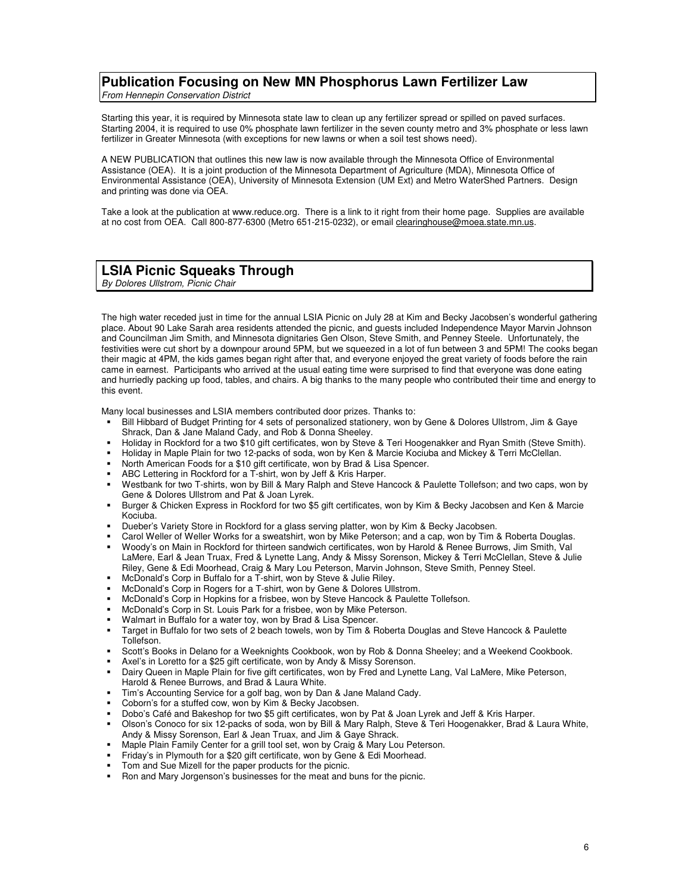## Publication Focusing on New MN Phosphorus Lawn Fertilizer Law

*From Hennepin Conservation District*

Starting this year, it is required by Minnesota state law to clean up any fertilizer spread or spilled on paved surfaces. Starting 2004, it is required to use 0% phosphate lawn fertilizer in the seven county metro and 3% phosphate or less lawn fertilizer in Greater Minnesota (with exceptions for new lawns or when a soil test shows need).

A NEW PUBLICATION that outlines this new law is now available through the Minnesota Office of Environmental Assistance (OEA). It is a joint production of the Minnesota Department of Agriculture (MDA), Minnesota Office of Environmental Assistance (OEA), University of Minnesota Extension (UM Ext) and Metro WaterShed Partners. Design and printing was done via OEA.

Take a look at the publication at www.reduce.org. There is a link to it right from their home page. Supplies are available at no cost from OEA. Call 800-877-6300 (Metro 651-215-0232), or email clearinghouse@moea.state.mn.us.

## LSIA Picnic Squeaks Through

*By Dolores Ullstrom, Picnic Chair*

The high water receded just in time for the annual LSIA Picnic on July 28 at Kim and Becky Jacobsen's wonderful gathering place. About 90 Lake Sarah area residents attended the picnic, and guests included Independence Mayor Marvin Johnson and Councilman Jim Smith, and Minnesota dignitaries Gen Olson, Steve Smith, and Penney Steele. Unfortunately, the festivities were cut short by a downpour around 5PM, but we squeezed in a lot of fun between 3 and 5PM! The cooks began their magic at 4PM, the kids games began right after that, and everyone enjoyed the great variety of foods before the rain came in earnest. Participants who arrived at the usual eating time were surprised to find that everyone was done eating and hurriedly packing up food, tables, and chairs. A big thanks to the many people who contributed their time and energy to this event.

Many local businesses and LSIA members contributed door prizes. Thanks to:

- Bill Hibbard of Budget Printing for 4 sets of personalized stationery, won by Gene & Dolores Ullstrom, Jim & Gaye Shrack, Dan & Jane Maland Cady, and Rob & Donna Sheeley.
- Holiday in Rockford for a two $10 gift certificates, won by Steve & Teri Hoogenakker and Ryan Smith (Steve Smith).
- Holiday in Maple Plain for two 12-packs of soda, won by Ken & Marcie Kociuba and Mickey & Terri McClellan.
- North American Foods for a $10 gift certificate, won by Brad & Lisa Spencer.
- ABC Lettering in Rockford for a T-shirt, won by Jeff & Kris Harper.
- Westbank for two T-shirts, won by Bill & Mary Ralph and Steve Hancock & Paulette Tollefson; and two caps, won by Gene & Dolores Ullstrom and Pat & Joan Lyrek.
- Burger & Chicken Express in Rockford for two $5 gift certificates, won by Kim & Becky Jacobsen and Ken & Marcie Kociuba.
- Dueber's Variety Store in Rockford for a glass serving platter, won by Kim & Becky Jacobsen.
- Carol Weller of Weller Works for a sweatshirt, won by Mike Peterson; and a cap, won by Tim & Roberta Douglas.
- Woody's on Main in Rockford for thirteen sandwich certificates, won by Harold & Renee Burrows, Jim Smith, Val LaMere, Earl & Jean Truax, Fred & Lynette Lang, Andy & Missy Sorenson, Mickey & Terri McClellan, Steve & Julie Riley, Gene & Edi Moorhead, Craig & Mary Lou Peterson, Marvin Johnson, Steve Smith, Penney Steel.
- McDonald's Corp in Buffalo for a T-shirt, won by Steve & Julie Riley.
- McDonald's Corp in Rogers for a T-shirt, won by Gene & Dolores Ullstrom.
- McDonald's Corp in Hopkins for a frisbee, won by Steve Hancock & Paulette Tollefson.
- McDonald's Corp in St. Louis Park for a frisbee, won by Mike Peterson.
- Walmart in Buffalo for a water toy, won by Brad & Lisa Spencer.
- Target in Buffalo for two sets of 2 beach towels, won by Tim & Roberta Douglas and Steve Hancock & Paulette Tollefson.
- Scott's Books in Delano for a Weeknights Cookbook, won by Rob & Donna Sheeley; and a Weekend Cookbook.
- Axel's in Loretto for a $25 gift certificate, won by Andy & Missy Sorenson.
- Dairy Queen in Maple Plain for five gift certificates, won by Fred and Lynette Lang, Val LaMere, Mike Peterson, Harold & Renee Burrows, and Brad & Laura White.
- Tim's Accounting Service for a golf bag, won by Dan & Jane Maland Cady.
- Coborn's for a stuffed cow, won by Kim & Becky Jacobsen.
- Dobo's Café and Bakeshop for two $5 gift certificates, won by Pat & Joan Lyrek and Jeff & Kris Harper.
- Olson's Conoco for six 12-packs of soda, won by Bill & Mary Ralph, Steve & Teri Hoogenakker, Brad & Laura White, Andy & Missy Sorenson, Earl & Jean Truax, and Jim & Gaye Shrack.
- Maple Plain Family Center for a grill tool set, won by Craig & Mary Lou Peterson.
- Friday's in Plymouth for a $20 gift certificate, won by Gene & Edi Moorhead.
- Tom and Sue Mizell for the paper products for the picnic.
- Ron and Mary Jorgenson's businesses for the meat and buns for the picnic.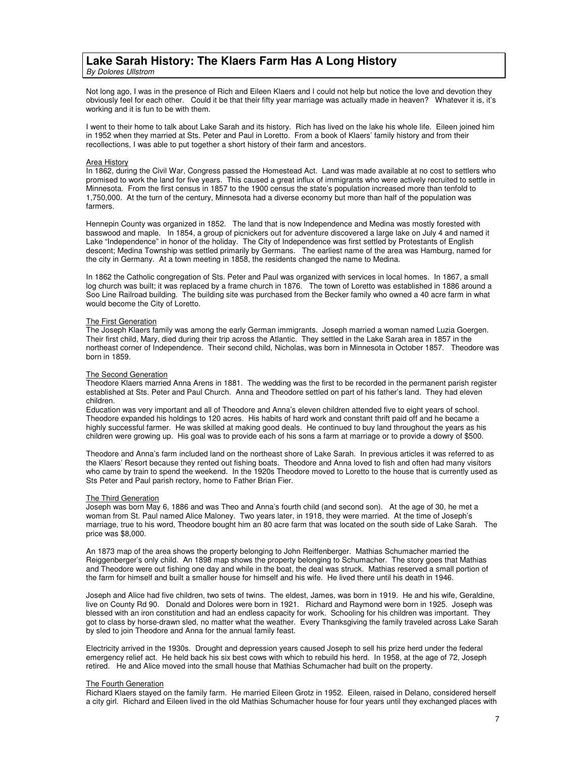## Lake Sarah History: The Klaers Farm Has A Long History

*By Dolores Ullstrom*

Not long ago, I was in the presence of Rich and Eileen Klaers and I could not help but notice the love and devotion they obviously feel for each other. Could it be that their fifty year marriage was actually made in heaven? Whatever it is, it's working and it is fun to be with them.

I went to their home to talk about Lake Sarah and its history. Rich has lived on the lake his whole life. Eileen joined him in 1952 when they married at Sts. Peter and Paul in Loretto. From a book of Klaers' family history and from their recollections, I was able to put together a short history of their farm and ancestors.

### Area History

In 1862, during the Civil War, Congress passed the Homestead Act. Land was made available at no cost to settlers who promised to work the land for five years. This caused a great influx of immigrants who were actively recruited to settle in Minnesota. From the first census in 1857 to the 1900 census the state's population increased more than tenfold to 1,750,000. At the turn of the century, Minnesota had a diverse economy but more than half of the population was farmers.

Hennepin County was organized in 1852. The land that is now Independence and Medina was mostly forested with basswood and maple. In 1854, a group of picnickers out for adventure discovered a large lake on July 4 and named it Lake "Independence" in honor of the holiday. The City of Independence was first settled by Protestants of English descent; Medina Township was settled primarily by Germans. The earliest name of the area was Hamburg, named for the city in Germany. At a town meeting in 1858, the residents changed the name to Medina.

In 1862 the Catholic congregation of Sts. Peter and Paul was organized with services in local homes. In 1867, a small log church was built; it was replaced by a frame church in 1876. The town of Loretto was established in 1886 around a Soo Line Railroad building. The building site was purchased from the Becker family who owned a 40 acre farm in what would become the City of Loretto.

### The First Generation

The Joseph Klaers family was among the early German immigrants. Joseph married a woman named Luzia Goergen. Their first child, Mary, died during their trip across the Atlantic. They settled in the Lake Sarah area in 1857 in the northeast corner of Independence. Their second child, Nicholas, was born in Minnesota in October 1857. Theodore was born in 1859.

### The Second Generation

Theodore Klaers married Anna Arens in 1881. The wedding was the first to be recorded in the permanent parish register established at Sts. Peter and Paul Church. Anna and Theodore settled on part of his father's land. They had eleven children.

Education was very important and all of Theodore and Anna's eleven children attended five to eight years of school. Theodore expanded his holdings to 120 acres. His habits of hard work and constant thrift paid off and he became a highly successful farmer. He was skilled at making good deals. He continued to buy land throughout the years as his children were growing up. His goal was to provide each of his sons a farm at marriage or to provide a dowry of $500.

Theodore and Anna's farm included land on the northeast shore of Lake Sarah. In previous articles it was referred to as the Klaers' Resort because they rented out fishing boats. Theodore and Anna loved to fish and often had many visitors who came by train to spend the weekend. In the 1920s Theodore moved to Loretto to the house that is currently used as Sts Peter and Paul parish rectory, home to Father Brian Fier.

### The Third Generation

Joseph was born May 6, 1886 and was Theo and Anna's fourth child (and second son). At the age of 30, he met a woman from St. Paul named Alice Maloney. Two years later, in 1918, they were married. At the time of Joseph's marriage, true to his word, Theodore bought him an 80 acre farm that was located on the south side of Lake Sarah. The price was $8,000.

An 1873 map of the area shows the property belonging to John Reiffenberger. Mathias Schumacher married the Reiggenberger's only child. An 1898 map shows the property belonging to Schumacher. The story goes that Mathias and Theodore were out fishing one day and while in the boat, the deal was struck. Mathias reserved a small portion of the farm for himself and built a smaller house for himself and his wife. He lived there until his death in 1946.

Joseph and Alice had five children, two sets of twins. The eldest, James, was born in 1919. He and his wife, Geraldine, live on County Rd 90. Donald and Dolores were born in 1921. Richard and Raymond were born in 1925. Joseph was blessed with an iron constitution and had an endless capacity for work. Schooling for his children was important. They got to class by horse-drawn sled, no matter what the weather. Every Thanksgiving the family traveled across Lake Sarah by sled to join Theodore and Anna for the annual family feast.

Electricity arrived in the 1930s. Drought and depression years caused Joseph to sell his prize herd under the federal emergency relief act. He held back his six best cows with which to rebuild his herd. In 1958, at the age of 72, Joseph retired. He and Alice moved into the small house that Mathias Schumacher had built on the property.

### The Fourth Generation

Richard Klaers stayed on the family farm. He married Eileen Grotz in 1952. Eileen, raised in Delano, considered herself a city girl. Richard and Eileen lived in the old Mathias Schumacher house for four years until they exchanged places with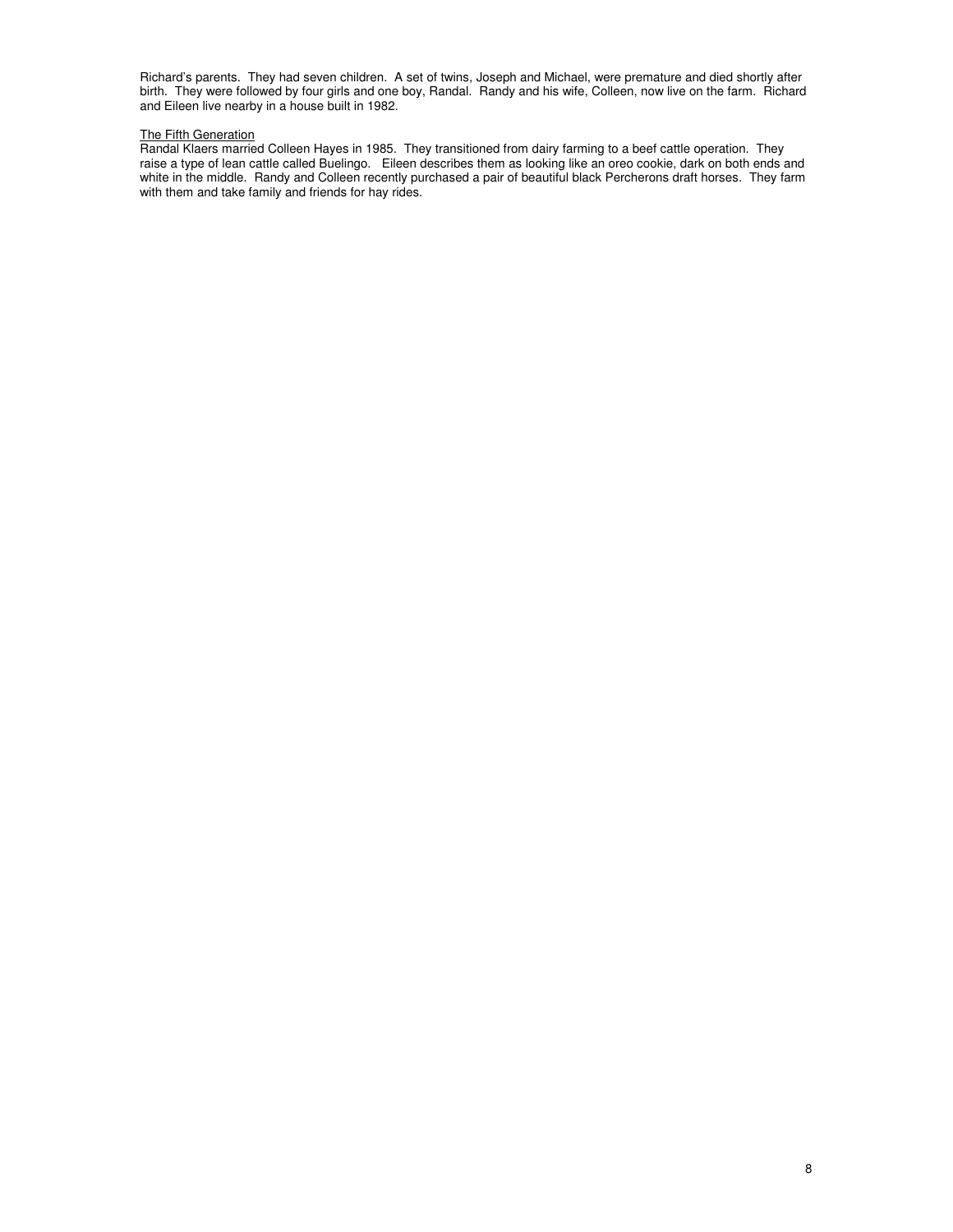Richard's parents. They had seven children. A set of twins, Joseph and Michael, were premature and died shortly after birth. They were followed by four girls and one boy, Randal. Randy and his wife, Colleen, now live on the farm. Richard and Eileen live nearby in a house built in 1982.

<u>The Fifth Generation</u>

Randal Klaers married Colleen Hayes in 1985. They transitioned from dairy farming to a beef cattle operation. They raise a type of lean cattle called Buelingo. Eileen describes them as looking like an oreo cookie, dark on both ends and white in the middle. Randy and Colleen recently purchased a pair of beautiful black Percherons draft horses. They farm with them and take family and friends for hay rides.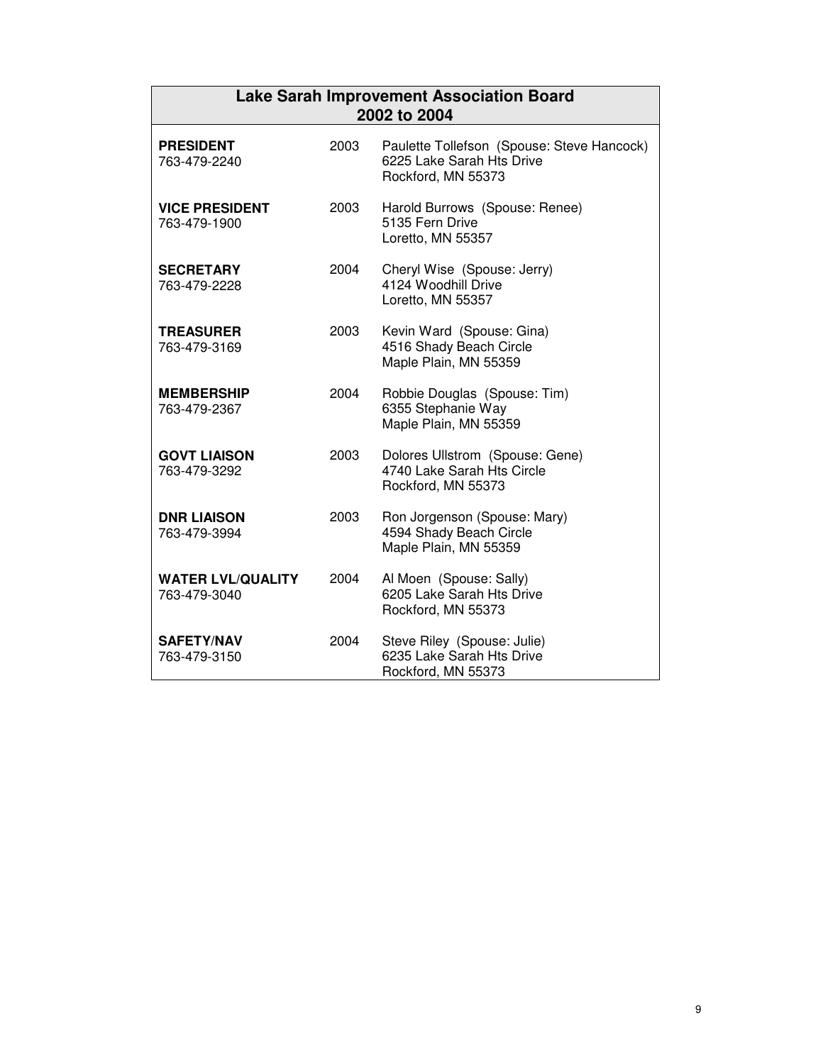| **Lake Sarah Improvement Association Board 2002 to 2004** | | |
|---|---|---|
| **PRESIDENT** 763-479-2240 | 2003 | Paulette Tollefson (Spouse: Steve Hancock) 6225 Lake Sarah Hts Drive Rockford, MN 55373 |
| **VICE PRESIDENT** 763-479-1900 | 2003 | Harold Burrows (Spouse: Renee) 5135 Fern Drive Loretto, MN 55357 |
| **SECRETARY** 763-479-2228 | 2004 | Cheryl Wise (Spouse: Jerry) 4124 Woodhill Drive Loretto, MN 55357 |
| **TREASURER** 763-479-3169 | 2003 | Kevin Ward (Spouse: Gina) 4516 Shady Beach Circle Maple Plain, MN 55359 |
| **MEMBERSHIP** 763-479-2367 | 2004 | Robbie Douglas (Spouse: Tim) 6355 Stephanie Way Maple Plain, MN 55359 |
| **GOVT LIAISON** 763-479-3292 | 2003 | Dolores Ullstrom (Spouse: Gene) 4740 Lake Sarah Hts Circle Rockford, MN 55373 |
| **DNR LIAISON** 763-479-3994 | 2003 | Ron Jorgenson (Spouse: Mary) 4594 Shady Beach Circle Maple Plain, MN 55359 |
| **WATER LVL/QUALITY** 763-479-3040 | 2004 | Al Moen (Spouse: Sally) 6205 Lake Sarah Hts Drive Rockford, MN 55373 |
| **SAFETY/NAV** 763-479-3150 | 2004 | Steve Riley (Spouse: Julie) 6235 Lake Sarah Hts Drive Rockford, MN 55373 |